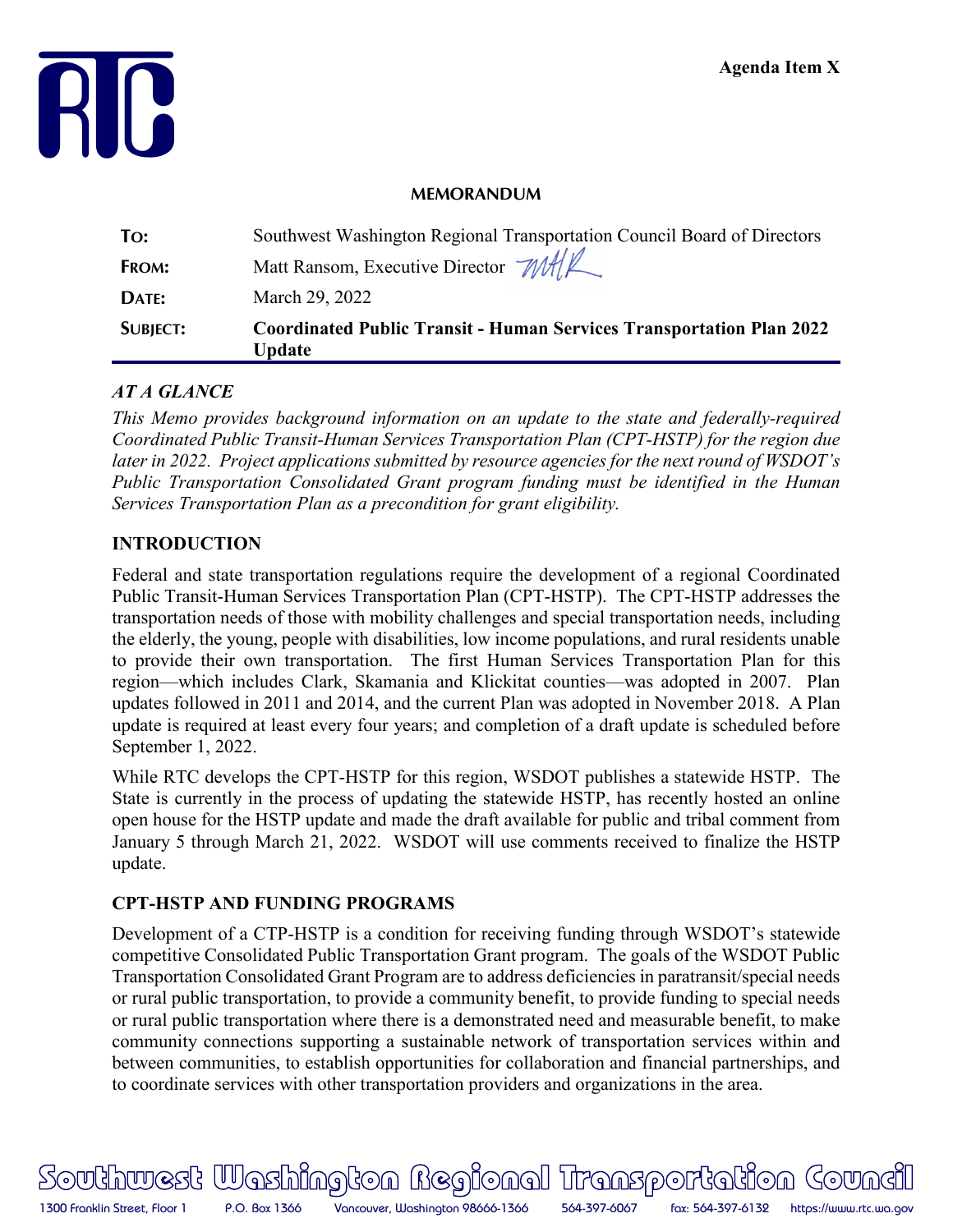Agenda Item X

**MEMORANDUM**

| | |
|---|---|
| **TO:** | Southwest Washington Regional Transportation Council Board of Directors |
| **FROM:** | Matt Ransom, Executive Director |
| **DATE:** | March 29, 2022 |
| **SUBJECT:** | **Coordinated Public Transit - Human Services Transportation Plan 2022 Update** |

### *AT A GLANCE*

*This Memo provides background information on an update to the state and federally-required Coordinated Public Transit-Human Services Transportation Plan (CPT-HSTP) for the region due later in 2022. Project applications submitted by resource agencies for the next round of WSDOT's Public Transportation Consolidated Grant program funding must be identified in the Human Services Transportation Plan as a precondition for grant eligibility.*

## INTRODUCTION

Federal and state transportation regulations require the development of a regional Coordinated Public Transit-Human Services Transportation Plan (CPT-HSTP). The CPT-HSTP addresses the transportation needs of those with mobility challenges and special transportation needs, including the elderly, the young, people with disabilities, low income populations, and rural residents unable to provide their own transportation. The first Human Services Transportation Plan for this region—which includes Clark, Skamania and Klickitat counties—was adopted in 2007. Plan updates followed in 2011 and 2014, and the current Plan was adopted in November 2018. A Plan update is required at least every four years; and completion of a draft update is scheduled before September 1, 2022.

While RTC develops the CPT-HSTP for this region, WSDOT publishes a statewide HSTP. The State is currently in the process of updating the statewide HSTP, has recently hosted an online open house for the HSTP update and made the draft available for public and tribal comment from January 5 through March 21, 2022. WSDOT will use comments received to finalize the HSTP update.

## CPT-HSTP AND FUNDING PROGRAMS

Development of a CTP-HSTP is a condition for receiving funding through WSDOT's statewide competitive Consolidated Public Transportation Grant program. The goals of the WSDOT Public Transportation Consolidated Grant Program are to address deficiencies in paratransit/special needs or rural public transportation, to provide a community benefit, to provide funding to special needs or rural public transportation where there is a demonstrated need and measurable benefit, to make community connections supporting a sustainable network of transportation services within and between communities, to establish opportunities for collaboration and financial partnerships, and to coordinate services with other transportation providers and organizations in the area.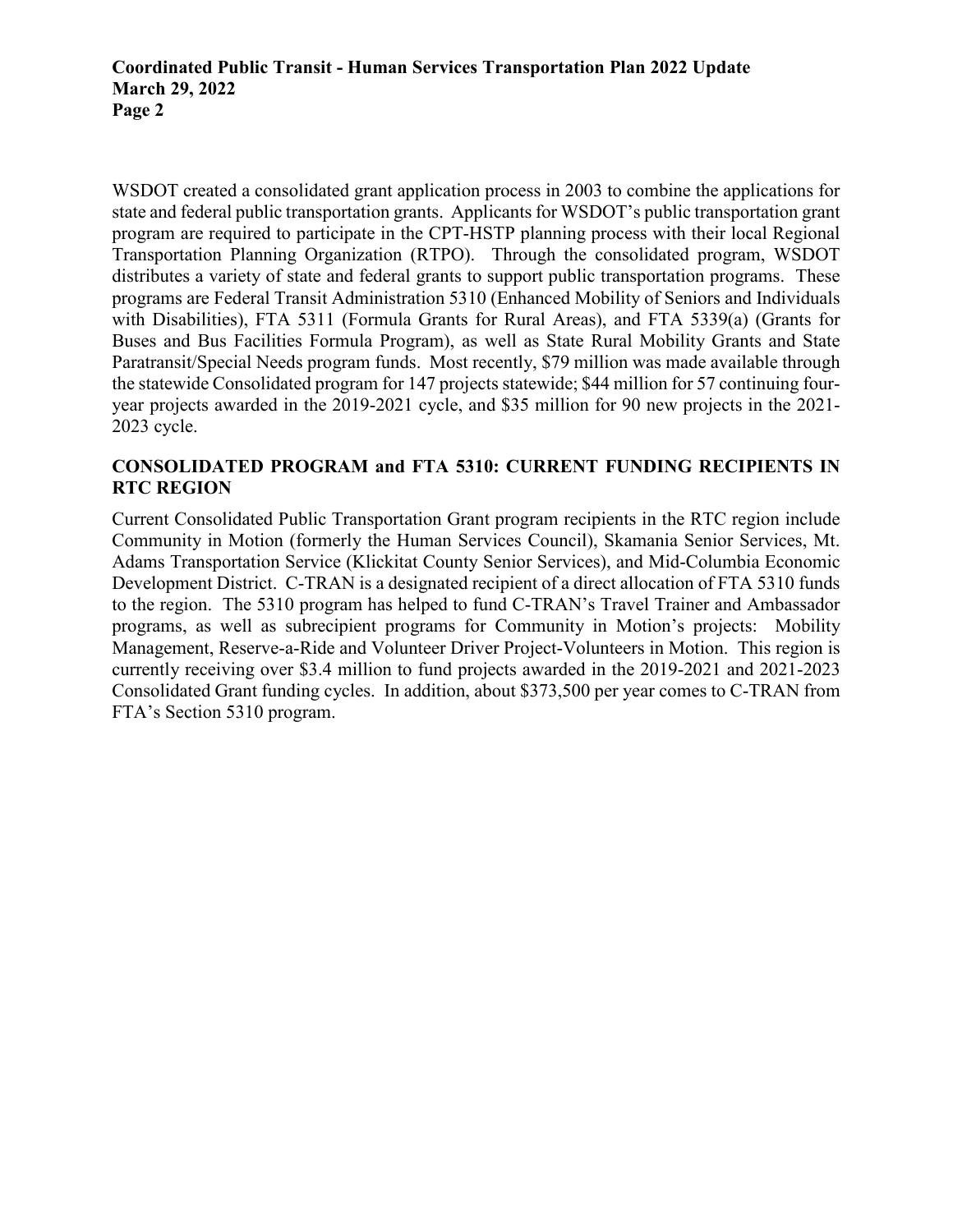WSDOT created a consolidated grant application process in 2003 to combine the applications for state and federal public transportation grants. Applicants for WSDOT's public transportation grant program are required to participate in the CPT-HSTP planning process with their local Regional Transportation Planning Organization (RTPO). Through the consolidated program, WSDOT distributes a variety of state and federal grants to support public transportation programs. These programs are Federal Transit Administration 5310 (Enhanced Mobility of Seniors and Individuals with Disabilities), FTA 5311 (Formula Grants for Rural Areas), and FTA 5339(a) (Grants for Buses and Bus Facilities Formula Program), as well as State Rural Mobility Grants and State Paratransit/Special Needs program funds. Most recently, $79 million was made available through the statewide Consolidated program for 147 projects statewide; $44 million for 57 continuing four-year projects awarded in the 2019-2021 cycle, and $35 million for 90 new projects in the 2021-2023 cycle.

## CONSOLIDATED PROGRAM and FTA 5310: CURRENT FUNDING RECIPIENTS IN RTC REGION

Current Consolidated Public Transportation Grant program recipients in the RTC region include Community in Motion (formerly the Human Services Council), Skamania Senior Services, Mt. Adams Transportation Service (Klickitat County Senior Services), and Mid-Columbia Economic Development District. C-TRAN is a designated recipient of a direct allocation of FTA 5310 funds to the region. The 5310 program has helped to fund C-TRAN's Travel Trainer and Ambassador programs, as well as subrecipient programs for Community in Motion's projects: Mobility Management, Reserve-a-Ride and Volunteer Driver Project-Volunteers in Motion. This region is currently receiving over $3.4 million to fund projects awarded in the 2019-2021 and 2021-2023 Consolidated Grant funding cycles. In addition, about $373,500 per year comes to C-TRAN from FTA's Section 5310 program.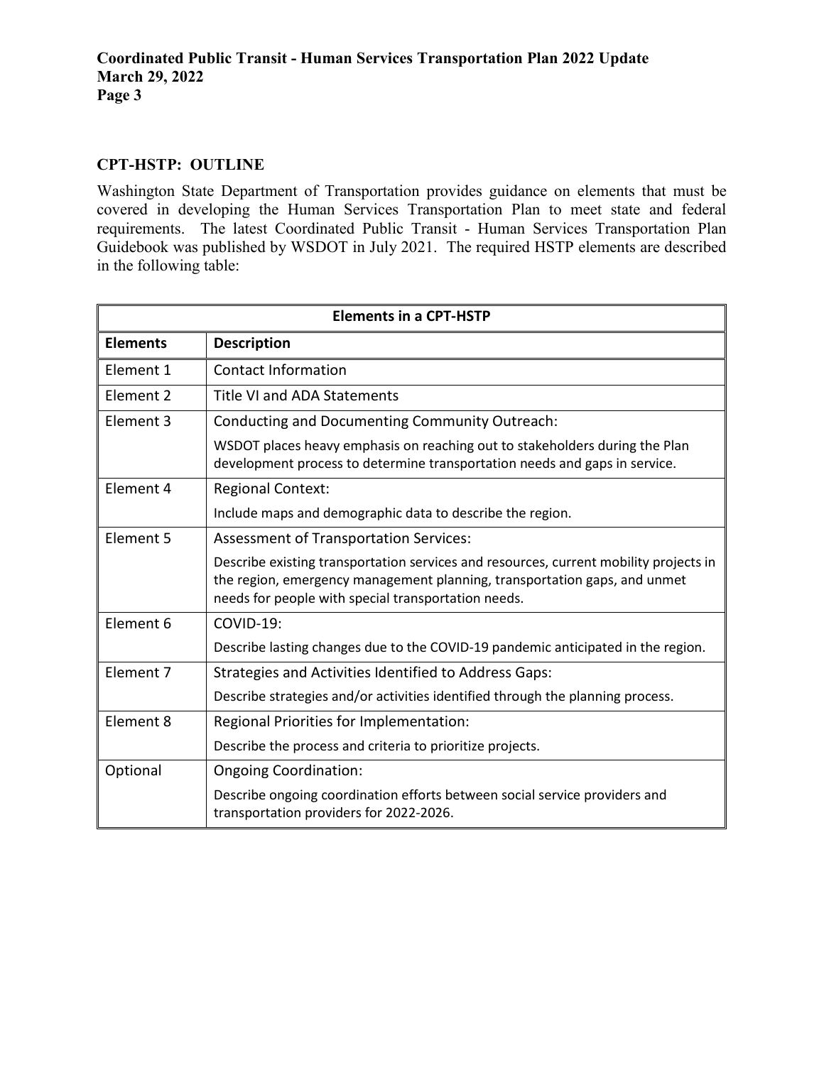## CPT-HSTP: OUTLINE

Washington State Department of Transportation provides guidance on elements that must be covered in developing the Human Services Transportation Plan to meet state and federal requirements. The latest Coordinated Public Transit - Human Services Transportation Plan Guidebook was published by WSDOT in July 2021. The required HSTP elements are described in the following table:

| Elements in a CPT-HSTP | |
|---|---|
| **Elements** | **Description** |
| Element 1 | Contact Information |
| Element 2 | Title VI and ADA Statements |
| Element 3 | Conducting and Documenting Community Outreach: WSDOT places heavy emphasis on reaching out to stakeholders during the Plan development process to determine transportation needs and gaps in service. |
| Element 4 | Regional Context: Include maps and demographic data to describe the region. |
| Element 5 | Assessment of Transportation Services: Describe existing transportation services and resources, current mobility projects in the region, emergency management planning, transportation gaps, and unmet needs for people with special transportation needs. |
| Element 6 | COVID-19: Describe lasting changes due to the COVID-19 pandemic anticipated in the region. |
| Element 7 | Strategies and Activities Identified to Address Gaps: Describe strategies and/or activities identified through the planning process. |
| Element 8 | Regional Priorities for Implementation: Describe the process and criteria to prioritize projects. |
| Optional | Ongoing Coordination: Describe ongoing coordination efforts between social service providers and transportation providers for 2022-2026. |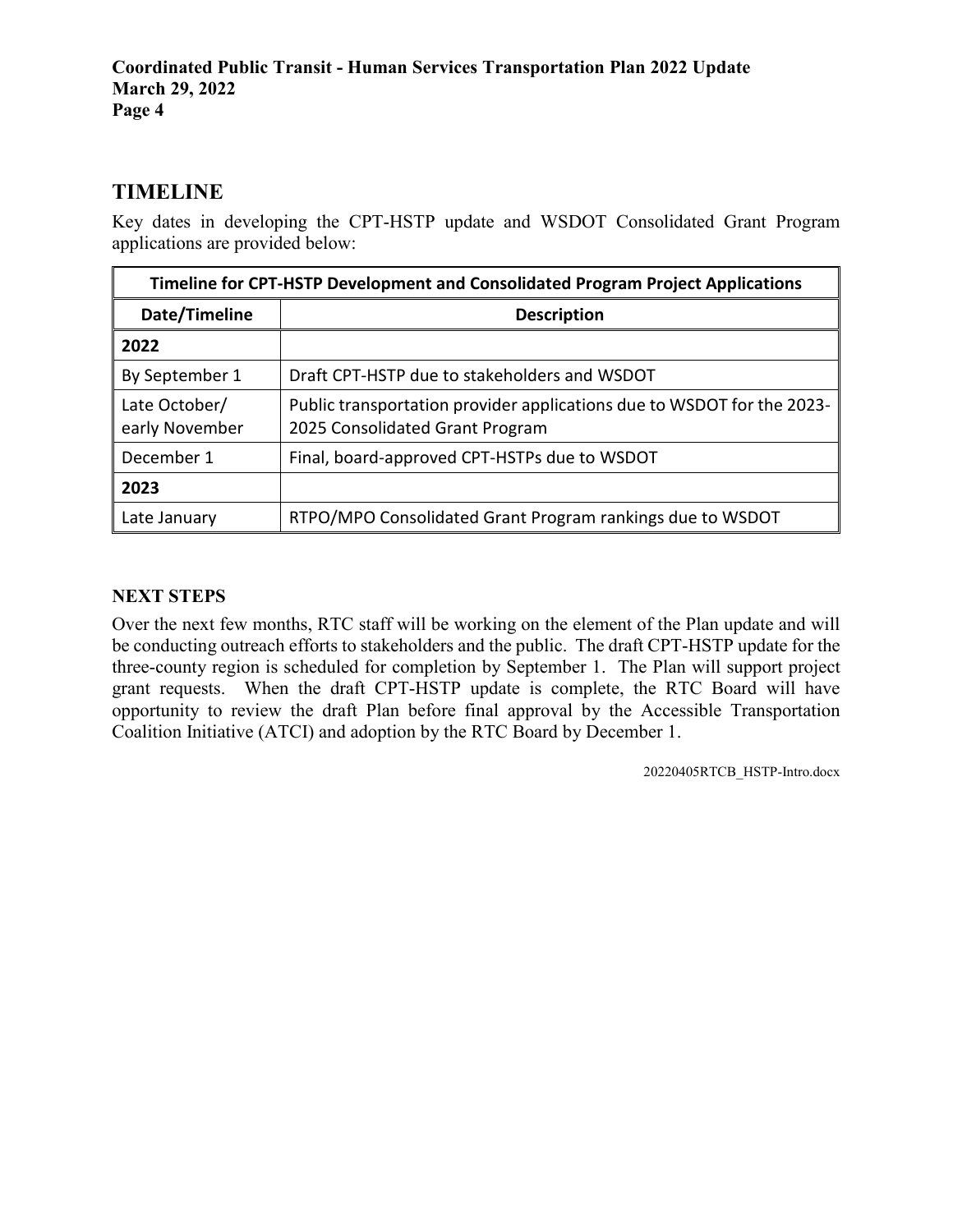## TIMELINE

Key dates in developing the CPT-HSTP update and WSDOT Consolidated Grant Program applications are provided below:

| Timeline for CPT-HSTP Development and Consolidated Program Project Applications | |
|---|---|
| **Date/Timeline** | **Description** |
| **2022** | |
| By September 1 | Draft CPT-HSTP due to stakeholders and WSDOT |
| Late October/ early November | Public transportation provider applications due to WSDOT for the 2023-2025 Consolidated Grant Program |
| December 1 | Final, board-approved CPT-HSTPs due to WSDOT |
| **2023** | |
| Late January | RTPO/MPO Consolidated Grant Program rankings due to WSDOT |

### NEXT STEPS

Over the next few months, RTC staff will be working on the element of the Plan update and will be conducting outreach efforts to stakeholders and the public. The draft CPT-HSTP update for the three-county region is scheduled for completion by September 1. The Plan will support project grant requests. When the draft CPT-HSTP update is complete, the RTC Board will have opportunity to review the draft Plan before final approval by the Accessible Transportation Coalition Initiative (ATCI) and adoption by the RTC Board by December 1.

20220405RTCB_HSTP-Intro.docx